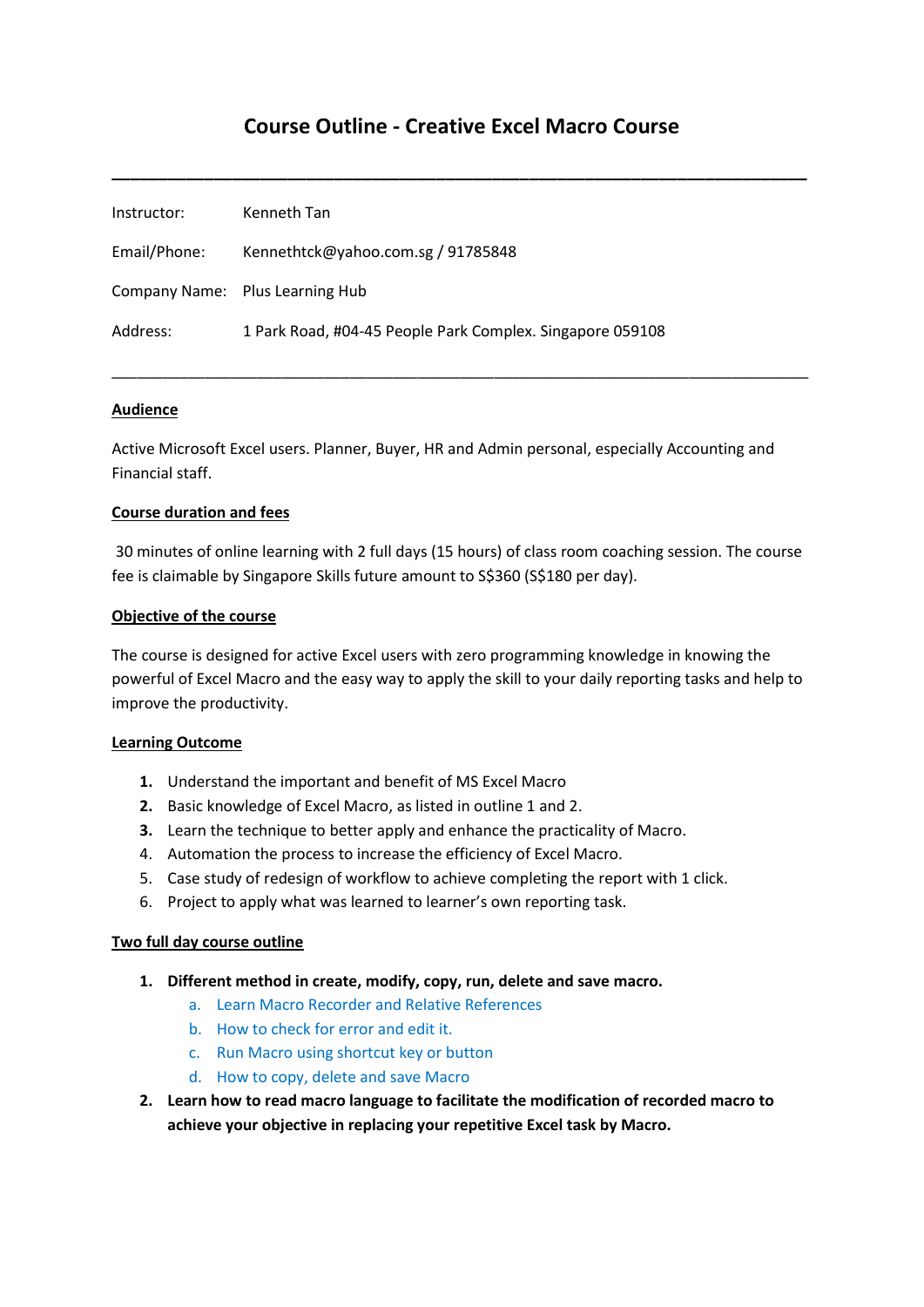# Course Outline - Creative Excel Macro Course

---

| | |
|---|---|
| Instructor: | Kenneth Tan |
| Email/Phone: | Kennethtck@yahoo.com.sg / 91785848 |
| Company Name: | Plus Learning Hub |
| Address: | 1 Park Road, #04-45 People Park Complex. Singapore 059108 |

---

**Audience**

Active Microsoft Excel users. Planner, Buyer, HR and Admin personal, especially Accounting and Financial staff.

**Course duration and fees**

30 minutes of online learning with 2 full days (15 hours) of class room coaching session. The course fee is claimable by Singapore Skills future amount to S$360 (S$180 per day).

**Objective of the course**

The course is designed for active Excel users with zero programming knowledge in knowing the powerful of Excel Macro and the easy way to apply the skill to your daily reporting tasks and help to improve the productivity.

**Learning Outcome**

1. Understand the important and benefit of MS Excel Macro
2. Basic knowledge of Excel Macro, as listed in outline 1 and 2.
3. Learn the technique to better apply and enhance the practicality of Macro.
4. Automation the process to increase the efficiency of Excel Macro.
5. Case study of redesign of workflow to achieve completing the report with 1 click.
6. Project to apply what was learned to learner's own reporting task.

**Two full day course outline**

1. **Different method in create, modify, copy, run, delete and save macro.**
    a. Learn Macro Recorder and Relative References
    b. How to check for error and edit it.
    c. Run Macro using shortcut key or button
    d. How to copy, delete and save Macro
2. **Learn how to read macro language to facilitate the modification of recorded macro to achieve your objective in replacing your repetitive Excel task by Macro.**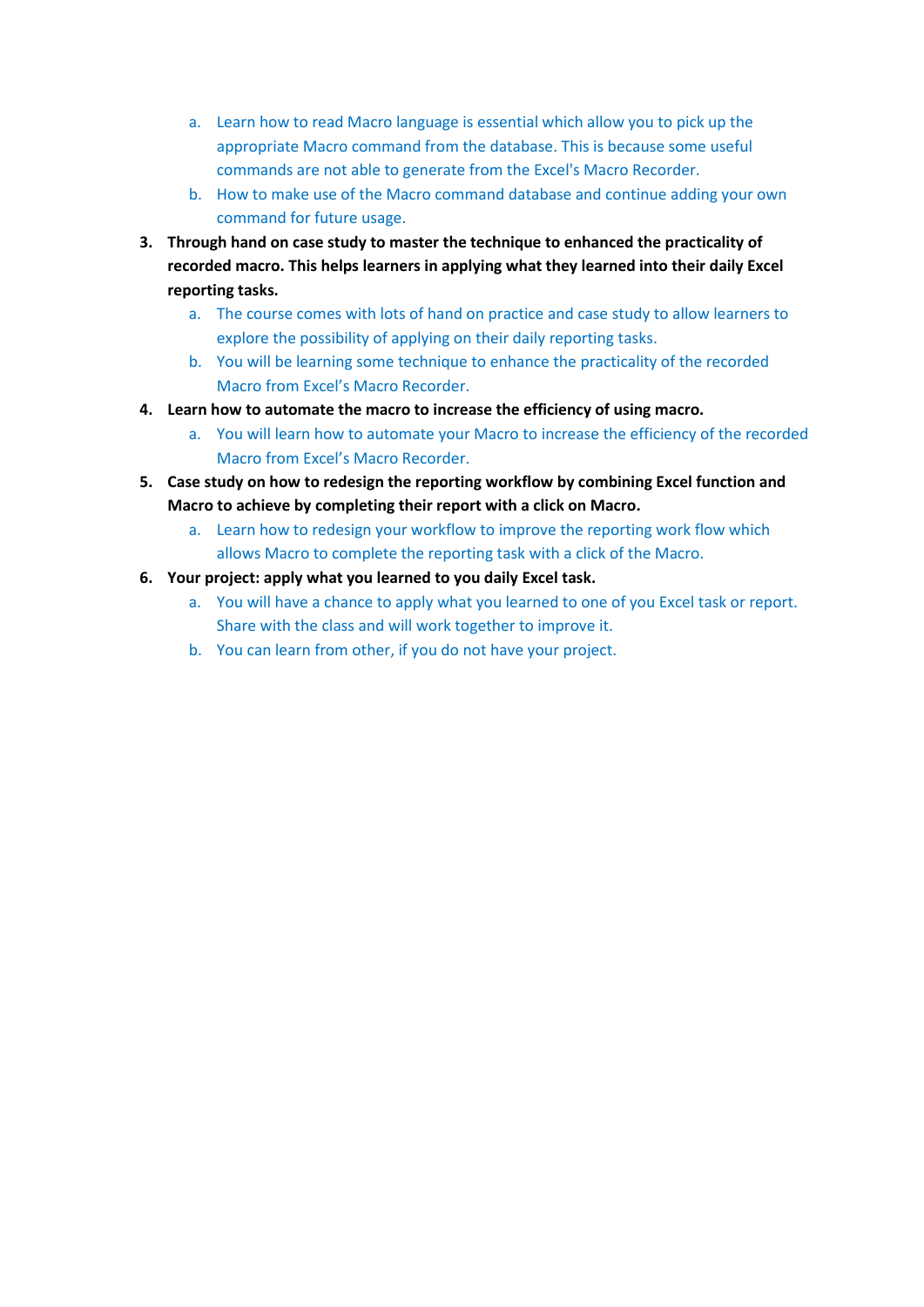a. Learn how to read Macro language is essential which allow you to pick up the appropriate Macro command from the database. This is because some useful commands are not able to generate from the Excel's Macro Recorder.
   b. How to make use of the Macro command database and continue adding your own command for future usage.

3. **Through hand on case study to master the technique to enhanced the practicality of recorded macro. This helps learners in applying what they learned into their daily Excel reporting tasks.**
   a. The course comes with lots of hand on practice and case study to allow learners to explore the possibility of applying on their daily reporting tasks.
   b. You will be learning some technique to enhance the practicality of the recorded Macro from Excel's Macro Recorder.
4. **Learn how to automate the macro to increase the efficiency of using macro.**
   a. You will learn how to automate your Macro to increase the efficiency of the recorded Macro from Excel's Macro Recorder.
5. **Case study on how to redesign the reporting workflow by combining Excel function and Macro to achieve by completing their report with a click on Macro.**
   a. Learn how to redesign your workflow to improve the reporting work flow which allows Macro to complete the reporting task with a click of the Macro.
6. **Your project: apply what you learned to you daily Excel task.**
   a. You will have a chance to apply what you learned to one of you Excel task or report. Share with the class and will work together to improve it.
   b. You can learn from other, if you do not have your project.